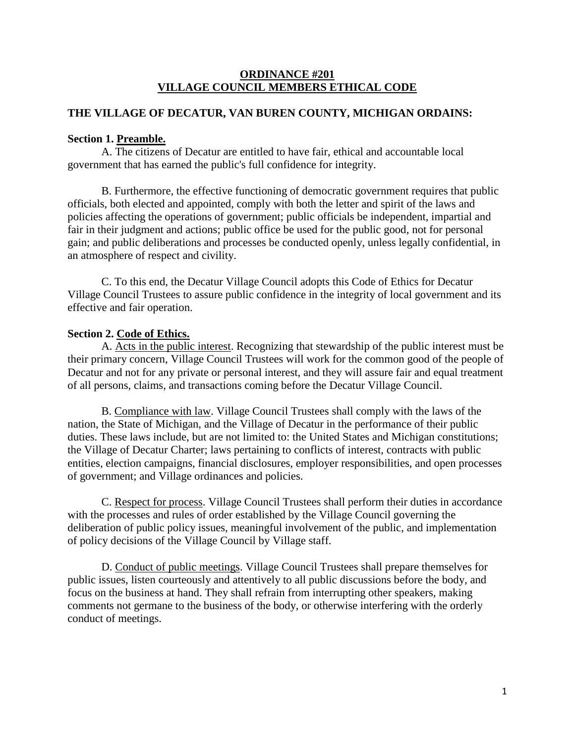# ORDINANCE #201
# VILLAGE COUNCIL MEMBERS ETHICAL CODE

**THE VILLAGE OF DECATUR, VAN BUREN COUNTY, MICHIGAN ORDAINS:**

**Section 1. Preamble.**

A. The citizens of Decatur are entitled to have fair, ethical and accountable local government that has earned the public's full confidence for integrity.

B. Furthermore, the effective functioning of democratic government requires that public officials, both elected and appointed, comply with both the letter and spirit of the laws and policies affecting the operations of government; public officials be independent, impartial and fair in their judgment and actions; public office be used for the public good, not for personal gain; and public deliberations and processes be conducted openly, unless legally confidential, in an atmosphere of respect and civility.

C. To this end, the Decatur Village Council adopts this Code of Ethics for Decatur Village Council Trustees to assure public confidence in the integrity of local government and its effective and fair operation.

**Section 2. Code of Ethics.**

A. Acts in the public interest. Recognizing that stewardship of the public interest must be their primary concern, Village Council Trustees will work for the common good of the people of Decatur and not for any private or personal interest, and they will assure fair and equal treatment of all persons, claims, and transactions coming before the Decatur Village Council.

B. Compliance with law. Village Council Trustees shall comply with the laws of the nation, the State of Michigan, and the Village of Decatur in the performance of their public duties. These laws include, but are not limited to: the United States and Michigan constitutions; the Village of Decatur Charter; laws pertaining to conflicts of interest, contracts with public entities, election campaigns, financial disclosures, employer responsibilities, and open processes of government; and Village ordinances and policies.

C. Respect for process. Village Council Trustees shall perform their duties in accordance with the processes and rules of order established by the Village Council governing the deliberation of public policy issues, meaningful involvement of the public, and implementation of policy decisions of the Village Council by Village staff.

D. Conduct of public meetings. Village Council Trustees shall prepare themselves for public issues, listen courteously and attentively to all public discussions before the body, and focus on the business at hand. They shall refrain from interrupting other speakers, making comments not germane to the business of the body, or otherwise interfering with the orderly conduct of meetings.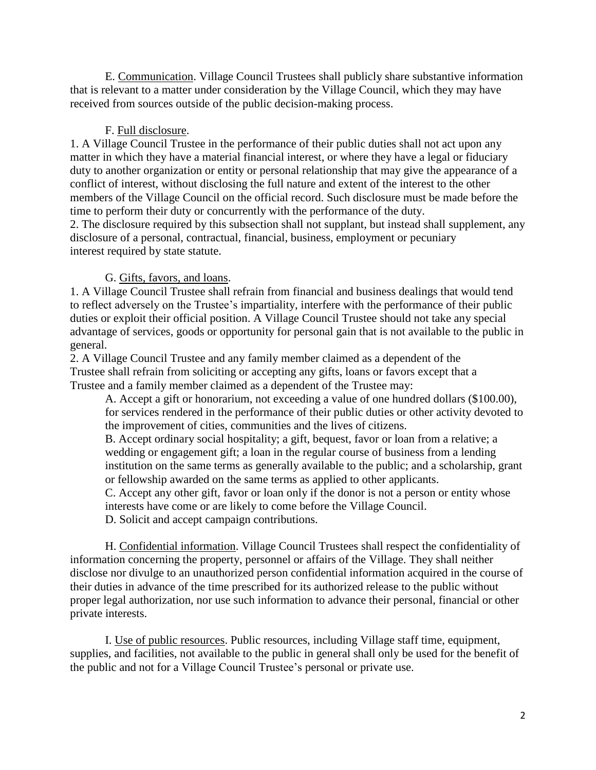E. Communication. Village Council Trustees shall publicly share substantive information that is relevant to a matter under consideration by the Village Council, which they may have received from sources outside of the public decision-making process.

F. Full disclosure.

1. A Village Council Trustee in the performance of their public duties shall not act upon any matter in which they have a material financial interest, or where they have a legal or fiduciary duty to another organization or entity or personal relationship that may give the appearance of a conflict of interest, without disclosing the full nature and extent of the interest to the other members of the Village Council on the official record. Such disclosure must be made before the time to perform their duty or concurrently with the performance of the duty.
2. The disclosure required by this subsection shall not supplant, but instead shall supplement, any disclosure of a personal, contractual, financial, business, employment or pecuniary interest required by state statute.

G. Gifts, favors, and loans.

1. A Village Council Trustee shall refrain from financial and business dealings that would tend to reflect adversely on the Trustee's impartiality, interfere with the performance of their public duties or exploit their official position. A Village Council Trustee should not take any special advantage of services, goods or opportunity for personal gain that is not available to the public in general.
2. A Village Council Trustee and any family member claimed as a dependent of the Trustee shall refrain from soliciting or accepting any gifts, loans or favors except that a Trustee and a family member claimed as a dependent of the Trustee may:

   A. Accept a gift or honorarium, not exceeding a value of one hundred dollars ($100.00), for services rendered in the performance of their public duties or other activity devoted to the improvement of cities, communities and the lives of citizens.

   B. Accept ordinary social hospitality; a gift, bequest, favor or loan from a relative; a wedding or engagement gift; a loan in the regular course of business from a lending institution on the same terms as generally available to the public; and a scholarship, grant or fellowship awarded on the same terms as applied to other applicants.

   C. Accept any other gift, favor or loan only if the donor is not a person or entity whose interests have come or are likely to come before the Village Council.

   D. Solicit and accept campaign contributions.

H. Confidential information. Village Council Trustees shall respect the confidentiality of information concerning the property, personnel or affairs of the Village. They shall neither disclose nor divulge to an unauthorized person confidential information acquired in the course of their duties in advance of the time prescribed for its authorized release to the public without proper legal authorization, nor use such information to advance their personal, financial or other private interests.

I. Use of public resources. Public resources, including Village staff time, equipment, supplies, and facilities, not available to the public in general shall only be used for the benefit of the public and not for a Village Council Trustee's personal or private use.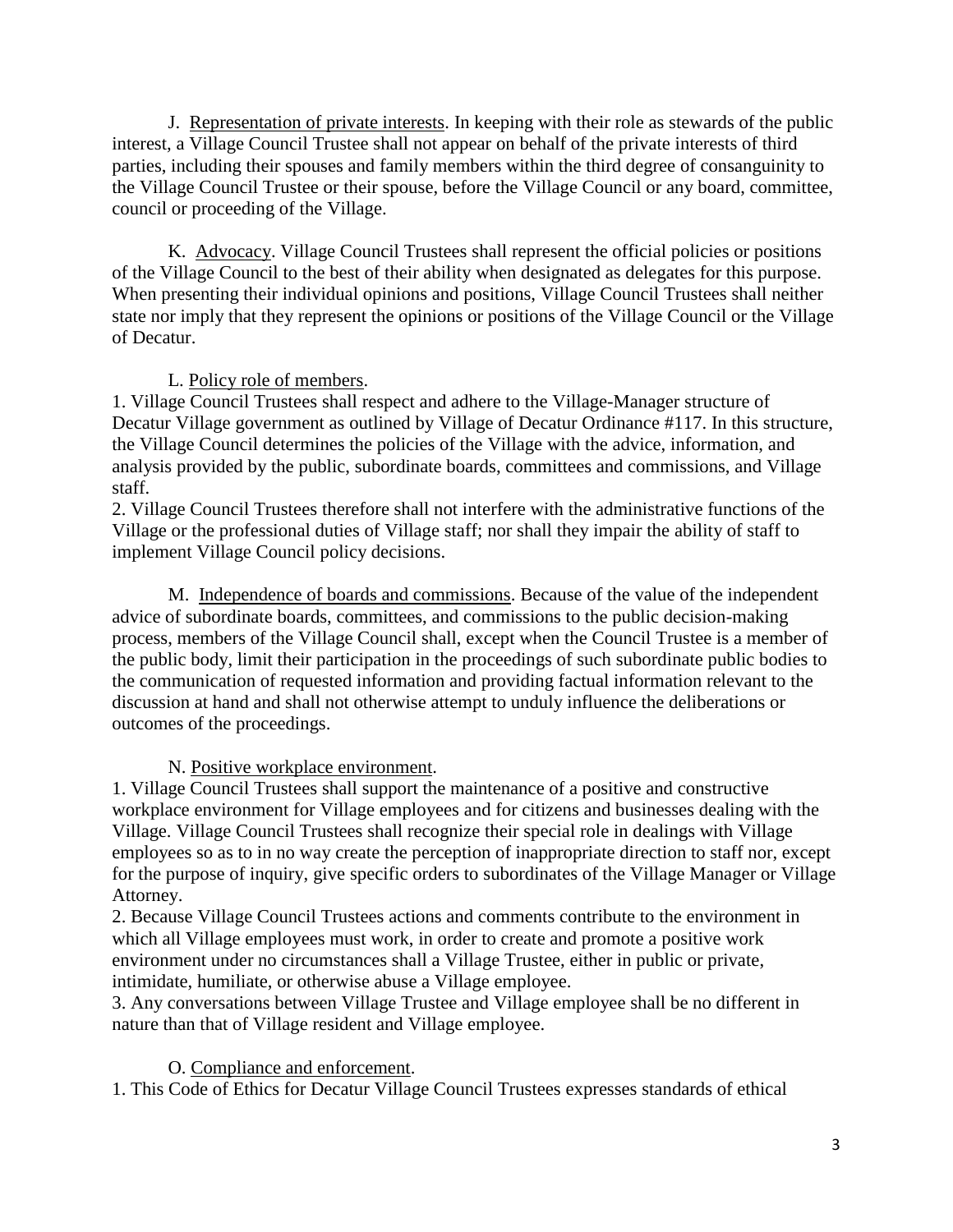J. <u>Representation of private interests</u>. In keeping with their role as stewards of the public interest, a Village Council Trustee shall not appear on behalf of the private interests of third parties, including their spouses and family members within the third degree of consanguinity to the Village Council Trustee or their spouse, before the Village Council or any board, committee, council or proceeding of the Village.

K. <u>Advocacy</u>. Village Council Trustees shall represent the official policies or positions of the Village Council to the best of their ability when designated as delegates for this purpose. When presenting their individual opinions and positions, Village Council Trustees shall neither state nor imply that they represent the opinions or positions of the Village Council or the Village of Decatur.

L. <u>Policy role of members</u>.

1. Village Council Trustees shall respect and adhere to the Village-Manager structure of Decatur Village government as outlined by Village of Decatur Ordinance #117. In this structure, the Village Council determines the policies of the Village with the advice, information, and analysis provided by the public, subordinate boards, committees and commissions, and Village staff.
2. Village Council Trustees therefore shall not interfere with the administrative functions of the Village or the professional duties of Village staff; nor shall they impair the ability of staff to implement Village Council policy decisions.

M. <u>Independence of boards and commissions</u>. Because of the value of the independent advice of subordinate boards, committees, and commissions to the public decision-making process, members of the Village Council shall, except when the Council Trustee is a member of the public body, limit their participation in the proceedings of such subordinate public bodies to the communication of requested information and providing factual information relevant to the discussion at hand and shall not otherwise attempt to unduly influence the deliberations or outcomes of the proceedings.

N. <u>Positive workplace environment</u>.

1. Village Council Trustees shall support the maintenance of a positive and constructive workplace environment for Village employees and for citizens and businesses dealing with the Village. Village Council Trustees shall recognize their special role in dealings with Village employees so as to in no way create the perception of inappropriate direction to staff nor, except for the purpose of inquiry, give specific orders to subordinates of the Village Manager or Village Attorney.
2. Because Village Council Trustees actions and comments contribute to the environment in which all Village employees must work, in order to create and promote a positive work environment under no circumstances shall a Village Trustee, either in public or private, intimidate, humiliate, or otherwise abuse a Village employee.
3. Any conversations between Village Trustee and Village employee shall be no different in nature than that of Village resident and Village employee.

O. <u>Compliance and enforcement</u>.

1. This Code of Ethics for Decatur Village Council Trustees expresses standards of ethical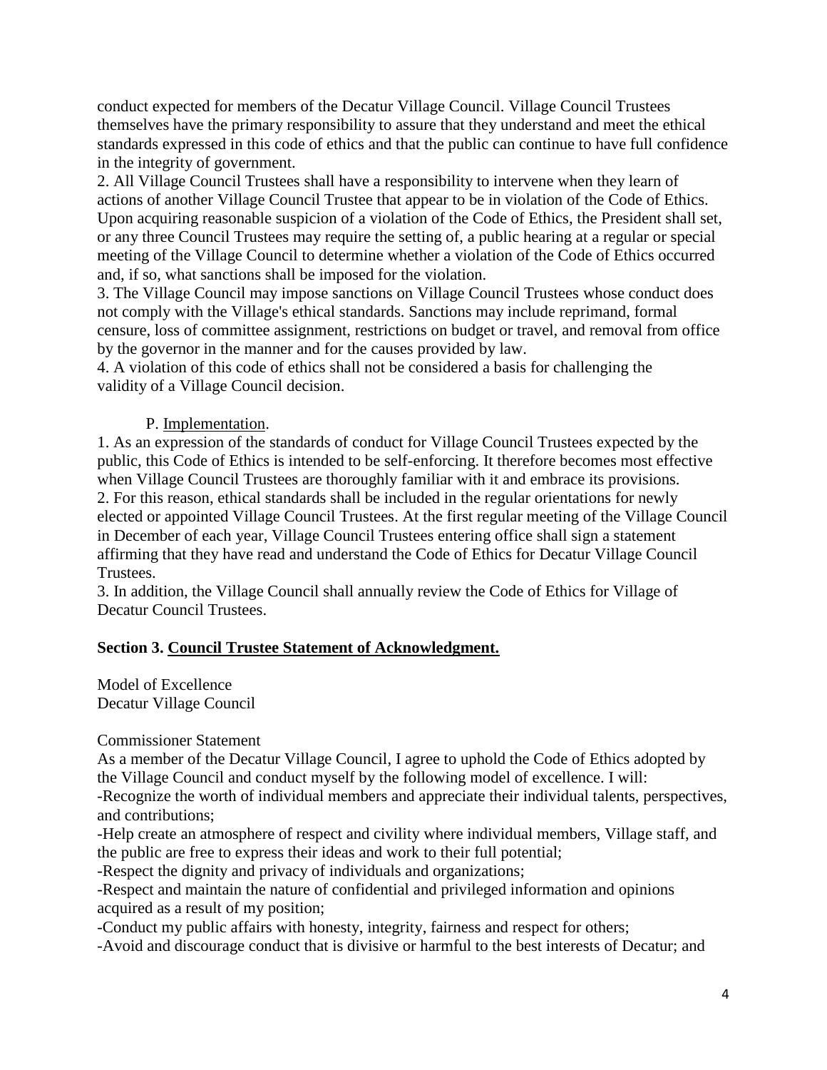conduct expected for members of the Decatur Village Council. Village Council Trustees themselves have the primary responsibility to assure that they understand and meet the ethical standards expressed in this code of ethics and that the public can continue to have full confidence in the integrity of government.

2. All Village Council Trustees shall have a responsibility to intervene when they learn of actions of another Village Council Trustee that appear to be in violation of the Code of Ethics. Upon acquiring reasonable suspicion of a violation of the Code of Ethics, the President shall set, or any three Council Trustees may require the setting of, a public hearing at a regular or special meeting of the Village Council to determine whether a violation of the Code of Ethics occurred and, if so, what sanctions shall be imposed for the violation.

3. The Village Council may impose sanctions on Village Council Trustees whose conduct does not comply with the Village's ethical standards. Sanctions may include reprimand, formal censure, loss of committee assignment, restrictions on budget or travel, and removal from office by the governor in the manner and for the causes provided by law.

4. A violation of this code of ethics shall not be considered a basis for challenging the validity of a Village Council decision.

P. Implementation.

1. As an expression of the standards of conduct for Village Council Trustees expected by the public, this Code of Ethics is intended to be self-enforcing. It therefore becomes most effective when Village Council Trustees are thoroughly familiar with it and embrace its provisions.

2. For this reason, ethical standards shall be included in the regular orientations for newly elected or appointed Village Council Trustees. At the first regular meeting of the Village Council in December of each year, Village Council Trustees entering office shall sign a statement affirming that they have read and understand the Code of Ethics for Decatur Village Council Trustees.

3. In addition, the Village Council shall annually review the Code of Ethics for Village of Decatur Council Trustees.

**Section 3. Council Trustee Statement of Acknowledgment.**

Model of Excellence
Decatur Village Council

Commissioner Statement

As a member of the Decatur Village Council, I agree to uphold the Code of Ethics adopted by the Village Council and conduct myself by the following model of excellence. I will:

- Recognize the worth of individual members and appreciate their individual talents, perspectives, and contributions;
- Help create an atmosphere of respect and civility where individual members, Village staff, and the public are free to express their ideas and work to their full potential;
- Respect the dignity and privacy of individuals and organizations;
- Respect and maintain the nature of confidential and privileged information and opinions acquired as a result of my position;
- Conduct my public affairs with honesty, integrity, fairness and respect for others;
- Avoid and discourage conduct that is divisive or harmful to the best interests of Decatur; and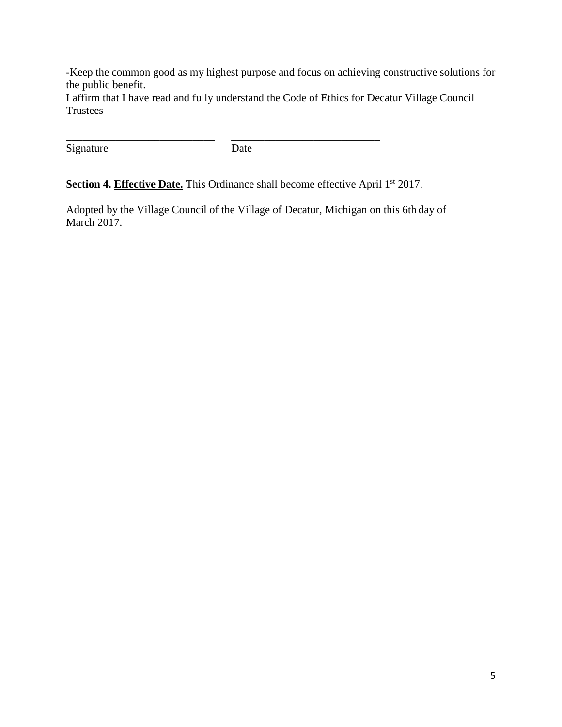-Keep the common good as my highest purpose and focus on achieving constructive solutions for the public benefit.

I affirm that I have read and fully understand the Code of Ethics for Decatur Village Council Trustees

____________________________ ____________________________

Signature Date

**Section 4. <u>Effective Date.</u>** This Ordinance shall become effective April 1st 2017.

Adopted by the Village Council of the Village of Decatur, Michigan on this 6th day of March 2017.